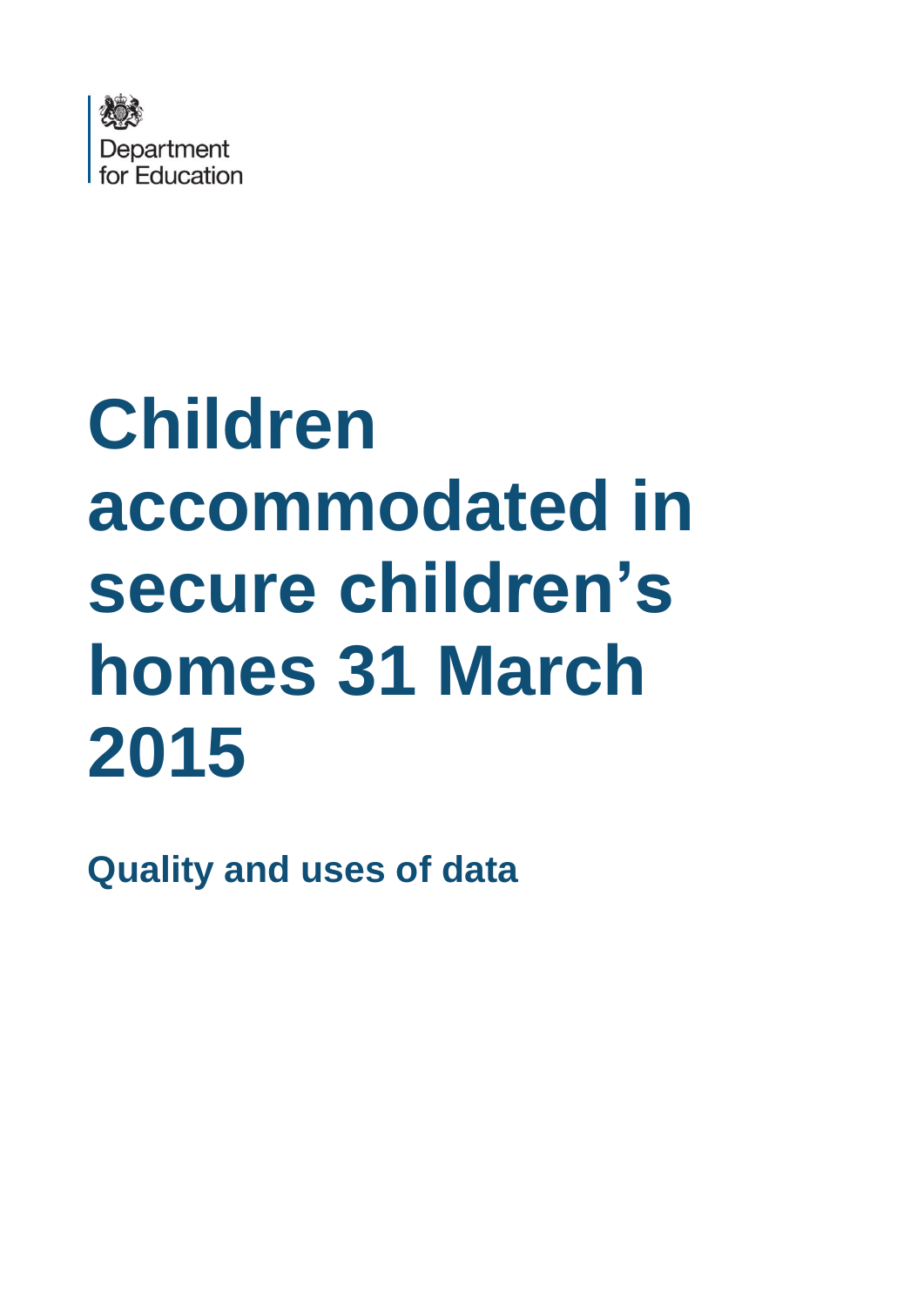Department
for Education

# Children accommodated in secure children's homes 31 March 2015

## Quality and uses of data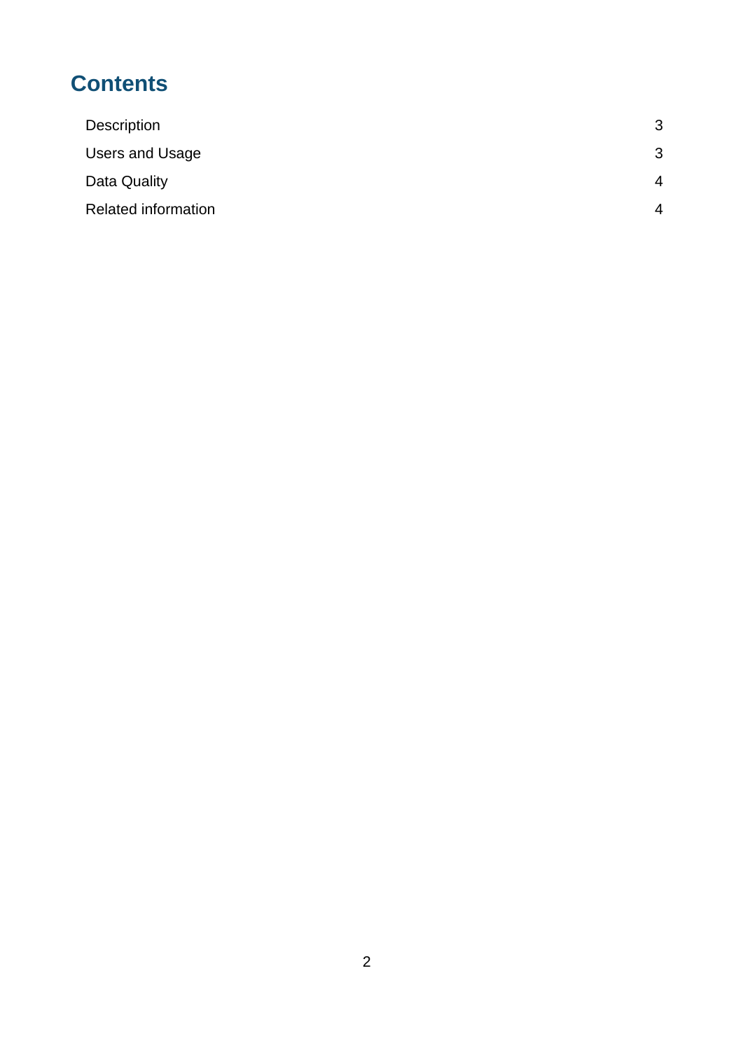# Contents

| | |
|---|---|
| Description | 3 |
| Users and Usage | 3 |
| Data Quality | 4 |
| Related information | 4 |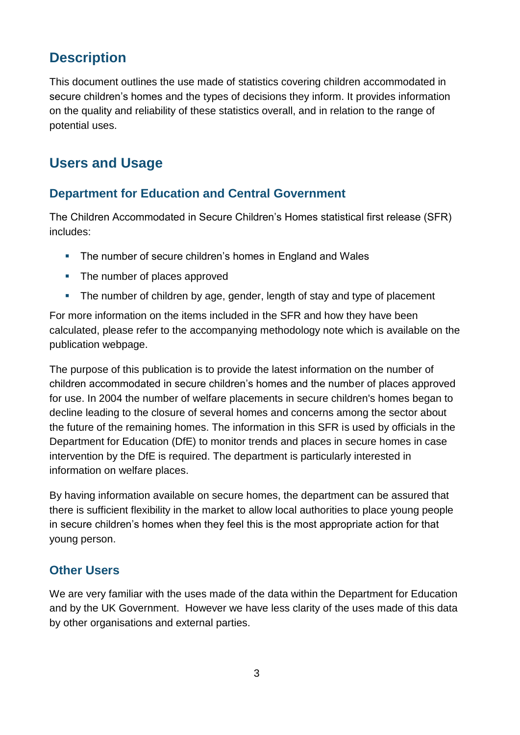## Description

This document outlines the use made of statistics covering children accommodated in secure children's homes and the types of decisions they inform. It provides information on the quality and reliability of these statistics overall, and in relation to the range of potential uses.

## Users and Usage

### Department for Education and Central Government

The Children Accommodated in Secure Children's Homes statistical first release (SFR) includes:

- The number of secure children's homes in England and Wales
- The number of places approved
- The number of children by age, gender, length of stay and type of placement

For more information on the items included in the SFR and how they have been calculated, please refer to the accompanying methodology note which is available on the publication webpage.

The purpose of this publication is to provide the latest information on the number of children accommodated in secure children's homes and the number of places approved for use. In 2004 the number of welfare placements in secure children's homes began to decline leading to the closure of several homes and concerns among the sector about the future of the remaining homes. The information in this SFR is used by officials in the Department for Education (DfE) to monitor trends and places in secure homes in case intervention by the DfE is required. The department is particularly interested in information on welfare places.

By having information available on secure homes, the department can be assured that there is sufficient flexibility in the market to allow local authorities to place young people in secure children's homes when they feel this is the most appropriate action for that young person.

### Other Users

We are very familiar with the uses made of the data within the Department for Education and by the UK Government. However we have less clarity of the uses made of this data by other organisations and external parties.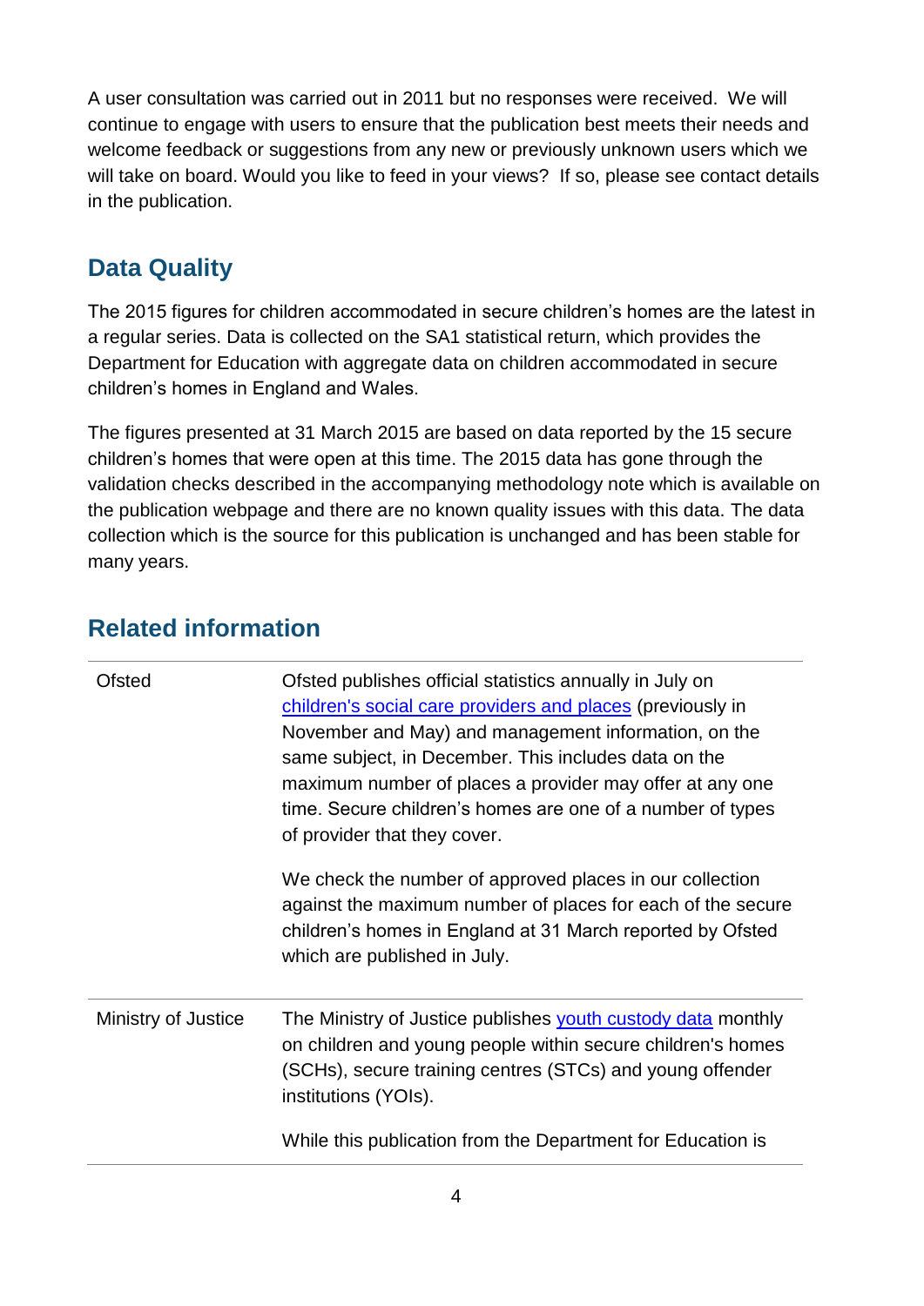A user consultation was carried out in 2011 but no responses were received. We will continue to engage with users to ensure that the publication best meets their needs and welcome feedback or suggestions from any new or previously unknown users which we will take on board. Would you like to feed in your views? If so, please see contact details in the publication.

## Data Quality

The 2015 figures for children accommodated in secure children's homes are the latest in a regular series. Data is collected on the SA1 statistical return, which provides the Department for Education with aggregate data on children accommodated in secure children's homes in England and Wales.

The figures presented at 31 March 2015 are based on data reported by the 15 secure children's homes that were open at this time. The 2015 data has gone through the validation checks described in the accompanying methodology note which is available on the publication webpage and there are no known quality issues with this data. The data collection which is the source for this publication is unchanged and has been stable for many years.

## Related information

| | |
|---|---|
| Ofsted | Ofsted publishes official statistics annually in July on children's social care providers and places (previously in November and May) and management information, on the same subject, in December. This includes data on the maximum number of places a provider may offer at any one time. Secure children's homes are one of a number of types of provider that they cover.<br><br>We check the number of approved places in our collection against the maximum number of places for each of the secure children's homes in England at 31 March reported by Ofsted which are published in July. |
| Ministry of Justice | The Ministry of Justice publishes youth custody data monthly on children and young people within secure children's homes (SCHs), secure training centres (STCs) and young offender institutions (YOIs).<br><br>While this publication from the Department for Education is |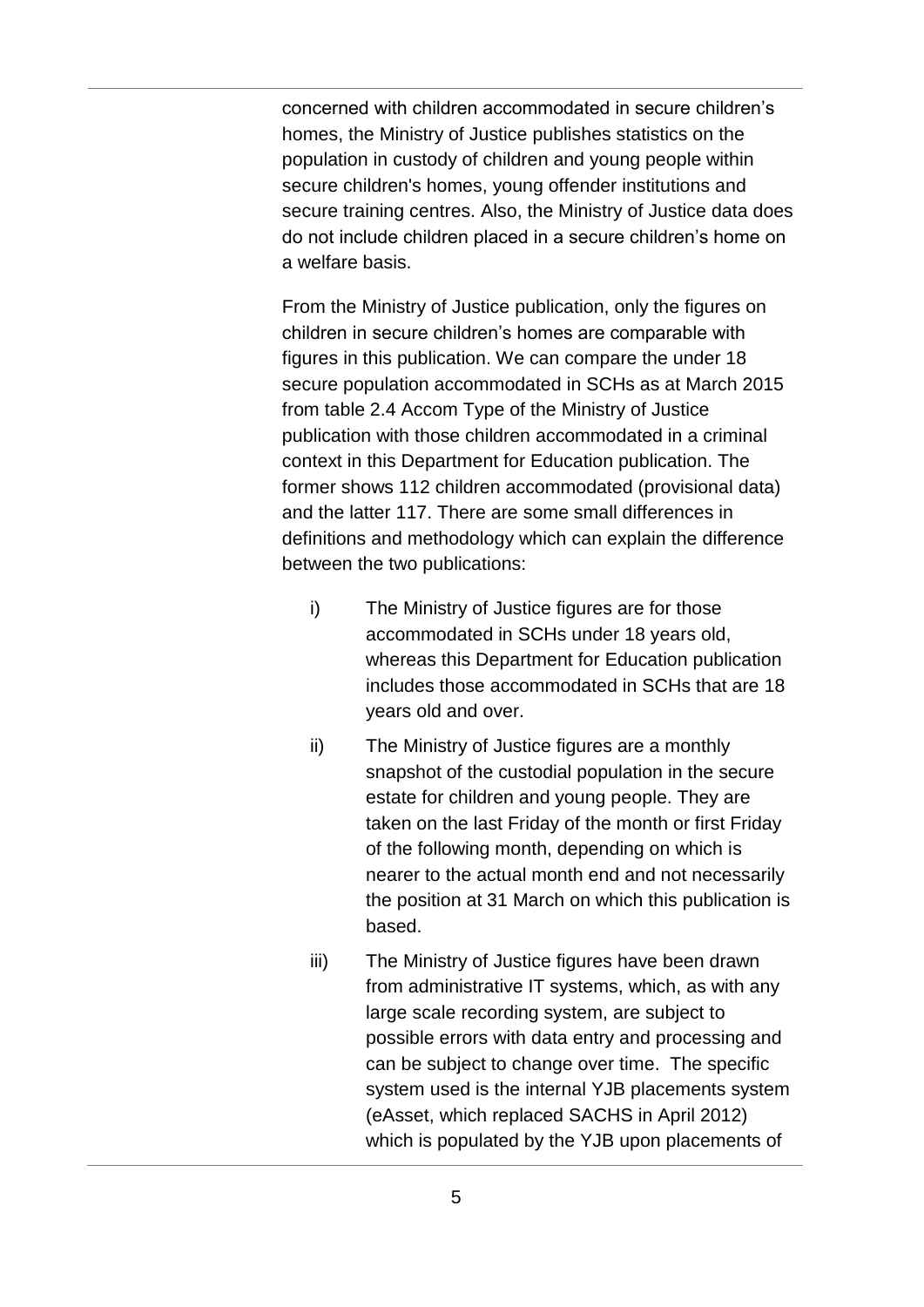concerned with children accommodated in secure children's homes, the Ministry of Justice publishes statistics on the population in custody of children and young people within secure children's homes, young offender institutions and secure training centres. Also, the Ministry of Justice data does do not include children placed in a secure children's home on a welfare basis.

From the Ministry of Justice publication, only the figures on children in secure children's homes are comparable with figures in this publication. We can compare the under 18 secure population accommodated in SCHs as at March 2015 from table 2.4 Accom Type of the Ministry of Justice publication with those children accommodated in a criminal context in this Department for Education publication. The former shows 112 children accommodated (provisional data) and the latter 117. There are some small differences in definitions and methodology which can explain the difference between the two publications:

i) The Ministry of Justice figures are for those accommodated in SCHs under 18 years old, whereas this Department for Education publication includes those accommodated in SCHs that are 18 years old and over.

ii) The Ministry of Justice figures are a monthly snapshot of the custodial population in the secure estate for children and young people. They are taken on the last Friday of the month or first Friday of the following month, depending on which is nearer to the actual month end and not necessarily the position at 31 March on which this publication is based.

iii) The Ministry of Justice figures have been drawn from administrative IT systems, which, as with any large scale recording system, are subject to possible errors with data entry and processing and can be subject to change over time. The specific system used is the internal YJB placements system (eAsset, which replaced SACHS in April 2012) which is populated by the YJB upon placements of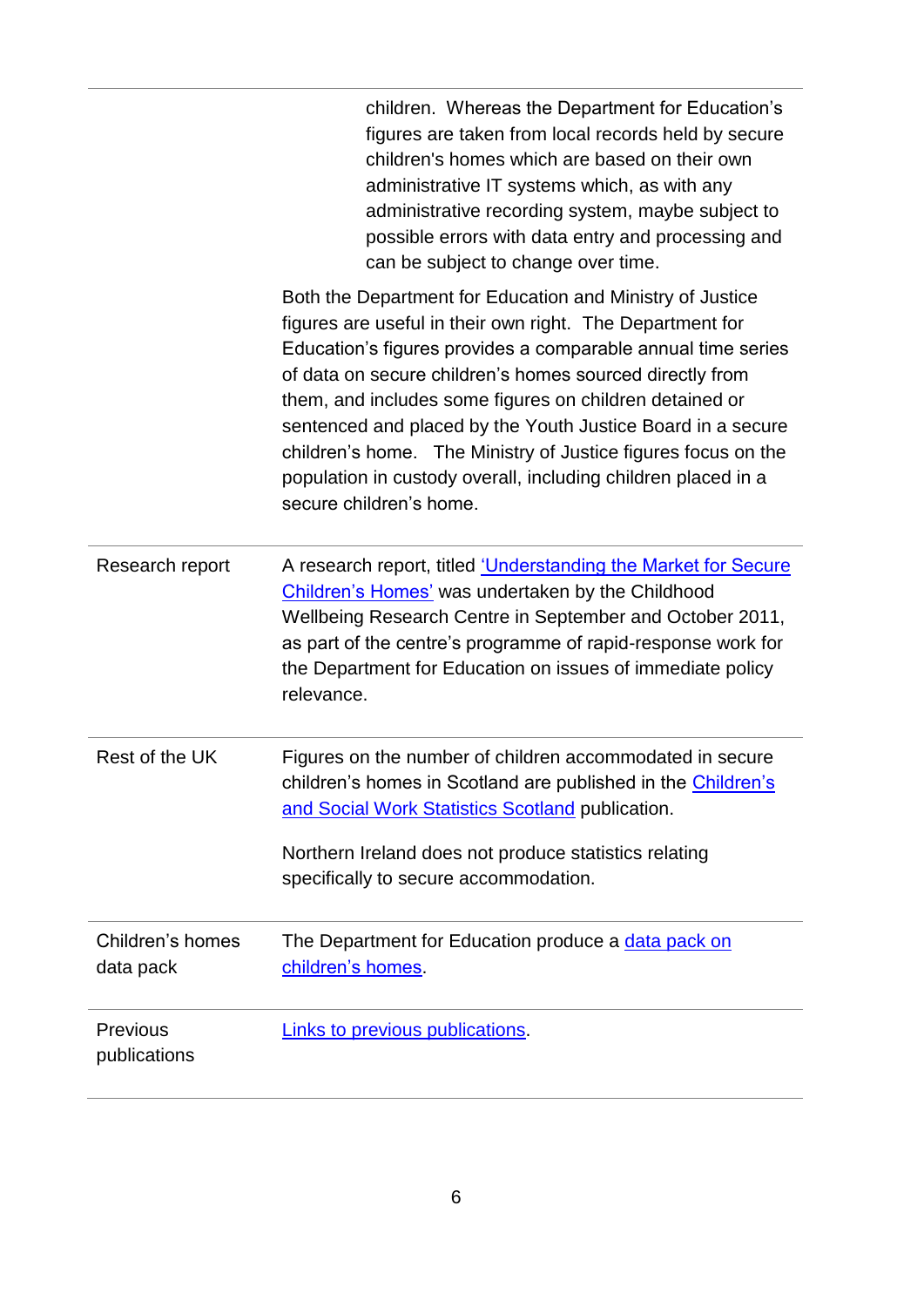| | |
|---|---|
| | children. Whereas the Department for Education's figures are taken from local records held by secure children's homes which are based on their own administrative IT systems which, as with any administrative recording system, maybe subject to possible errors with data entry and processing and can be subject to change over time.<br><br>Both the Department for Education and Ministry of Justice figures are useful in their own right. The Department for Education's figures provides a comparable annual time series of data on secure children's homes sourced directly from them, and includes some figures on children detained or sentenced and placed by the Youth Justice Board in a secure children's home. The Ministry of Justice figures focus on the population in custody overall, including children placed in a secure children's home. |
| Research report | A research report, titled 'Understanding the Market for Secure Children's Homes' was undertaken by the Childhood Wellbeing Research Centre in September and October 2011, as part of the centre's programme of rapid-response work for the Department for Education on issues of immediate policy relevance. |
| Rest of the UK | Figures on the number of children accommodated in secure children's homes in Scotland are published in the Children's and Social Work Statistics Scotland publication.<br><br>Northern Ireland does not produce statistics relating specifically to secure accommodation. |
| Children's homes data pack | The Department for Education produce a data pack on children's homes. |
| Previous publications | Links to previous publications. |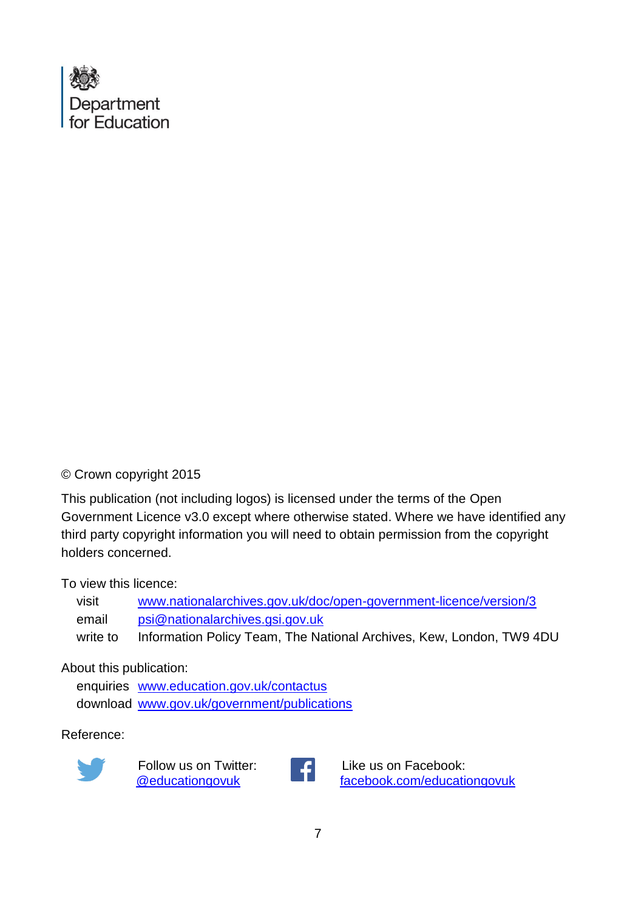Department for Education

© Crown copyright 2015

This publication (not including logos) is licensed under the terms of the Open Government Licence v3.0 except where otherwise stated. Where we have identified any third party copyright information you will need to obtain permission from the copyright holders concerned.

To view this licence:

| | |
|---|---|
| visit | www.nationalarchives.gov.uk/doc/open-government-licence/version/3 |
| email | psi@nationalarchives.gsi.gov.uk |
| write to | Information Policy Team, The National Archives, Kew, London, TW9 4DU |

About this publication:

| | |
|---|---|
| enquiries | www.education.gov.uk/contactus |
| download | www.gov.uk/government/publications |

Reference:

Follow us on Twitter: @educationgovuk

Like us on Facebook: facebook.com/educationgovuk